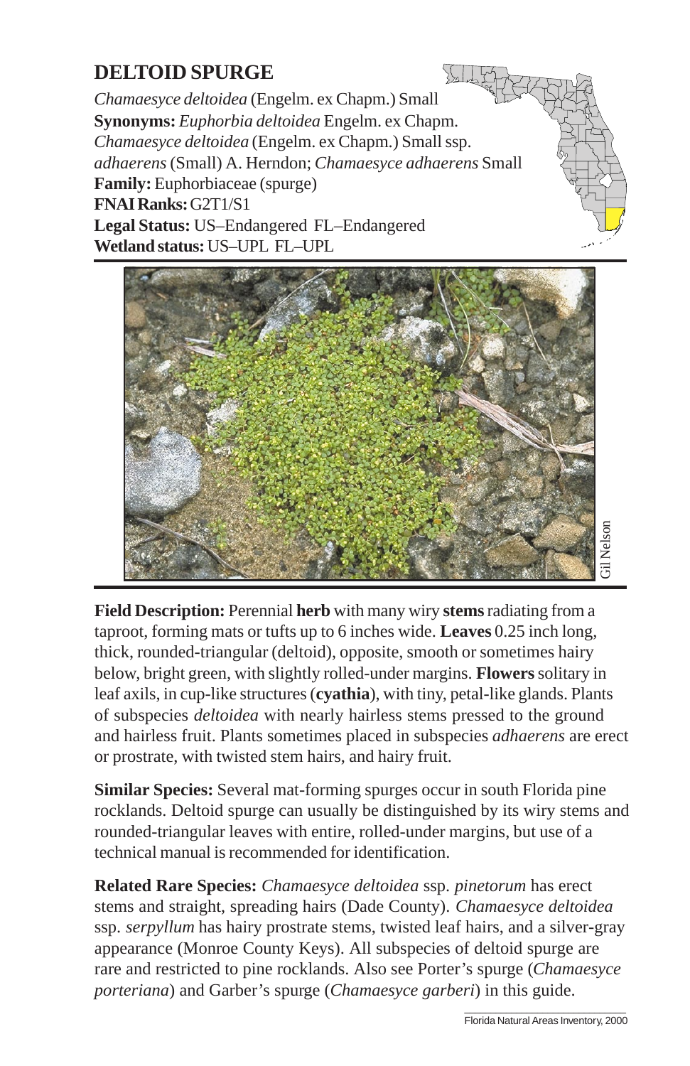# DELTOID SPURGE

*Chamaesyce deltoidea* (Engelm. ex Chapm.) Small
**Synonyms:** *Euphorbia deltoidea* Engelm. ex Chapm. *Chamaesyce deltoidea* (Engelm. ex Chapm.) Small ssp. *adhaerens* (Small) A. Herndon; *Chamaesyce adhaerens* Small
**Family:** Euphorbiaceae (spurge)
**FNAI Ranks:** G2T1/S1
**Legal Status:** US–Endangered FL–Endangered
**Wetland status:** US–UPL FL–UPL

Gil Nelson

**Field Description:** Perennial **herb** with many wiry **stems** radiating from a taproot, forming mats or tufts up to 6 inches wide. **Leaves** 0.25 inch long, thick, rounded-triangular (deltoid), opposite, smooth or sometimes hairy below, bright green, with slightly rolled-under margins. **Flowers** solitary in leaf axils, in cup-like structures (**cyathia**), with tiny, petal-like glands. Plants of subspecies *deltoidea* with nearly hairless stems pressed to the ground and hairless fruit. Plants sometimes placed in subspecies *adhaerens* are erect or prostrate, with twisted stem hairs, and hairy fruit.

**Similar Species:** Several mat-forming spurges occur in south Florida pine rocklands. Deltoid spurge can usually be distinguished by its wiry stems and rounded-triangular leaves with entire, rolled-under margins, but use of a technical manual is recommended for identification.

**Related Rare Species:** *Chamaesyce deltoidea* ssp. *pinetorum* has erect stems and straight, spreading hairs (Dade County). *Chamaesyce deltoidea* ssp. *serpyllum* has hairy prostrate stems, twisted leaf hairs, and a silver-gray appearance (Monroe County Keys). All subspecies of deltoid spurge are rare and restricted to pine rocklands. Also see Porter's spurge (*Chamaesyce porteriana*) and Garber's spurge (*Chamaesyce garberi*) in this guide.

Florida Natural Areas Inventory, 2000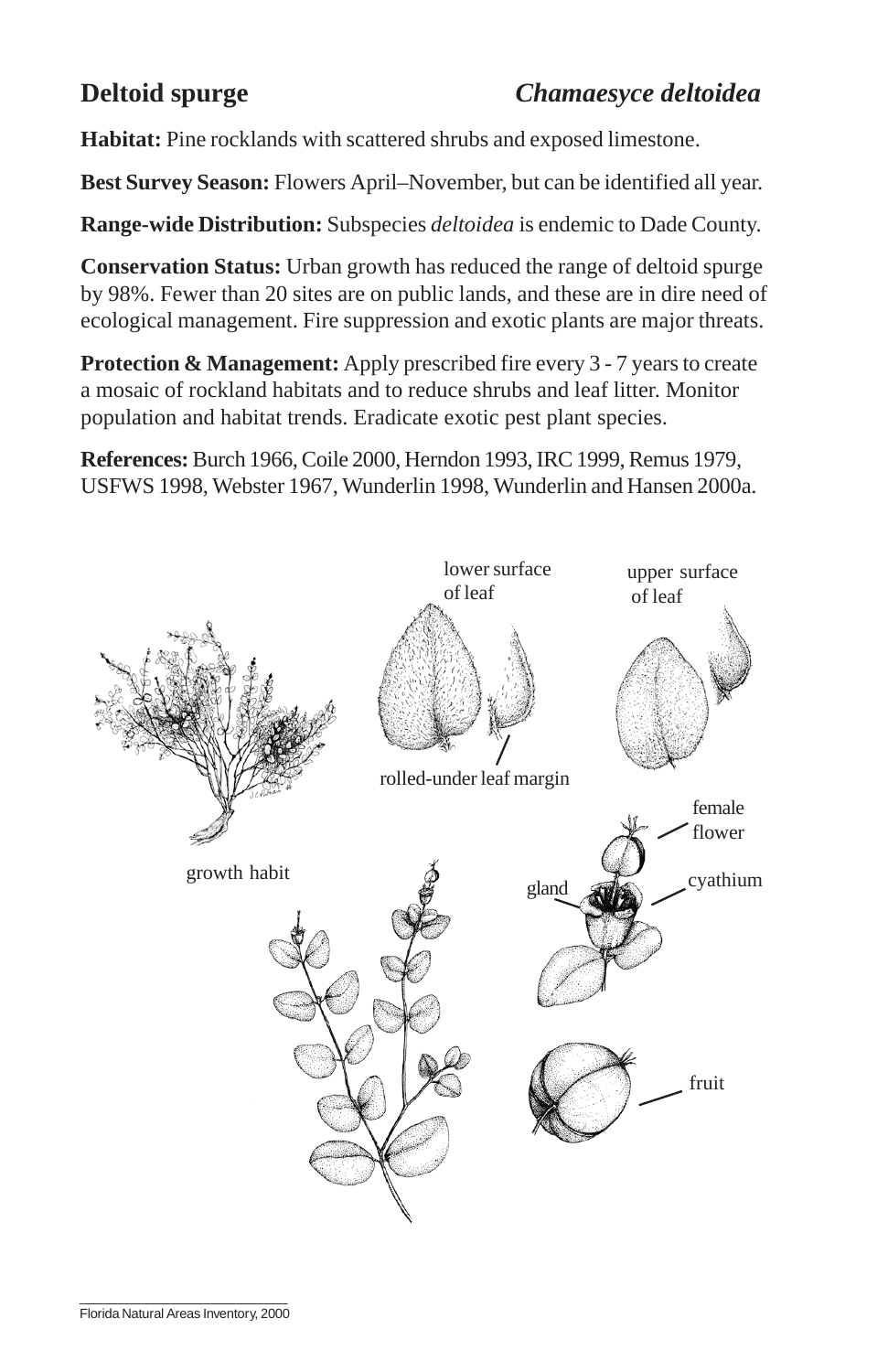## Deltoid spurge *Chamaesyce deltoidea*

**Habitat:** Pine rocklands with scattered shrubs and exposed limestone.

**Best Survey Season:** Flowers April–November, but can be identified all year.

**Range-wide Distribution:** Subspecies *deltoidea* is endemic to Dade County.

**Conservation Status:** Urban growth has reduced the range of deltoid spurge by 98%. Fewer than 20 sites are on public lands, and these are in dire need of ecological management. Fire suppression and exotic plants are major threats.

**Protection & Management:** Apply prescribed fire every 3 - 7 years to create a mosaic of rockland habitats and to reduce shrubs and leaf litter. Monitor population and habitat trends. Eradicate exotic pest plant species.

**References:** Burch 1966, Coile 2000, Herndon 1993, IRC 1999, Remus 1979, USFWS 1998, Webster 1967, Wunderlin 1998, Wunderlin and Hansen 2000a.

lower surface of leaf

upper surface of leaf

rolled-under leaf margin

growth habit

female flower

gland

cyathium

fruit

Florida Natural Areas Inventory, 2000